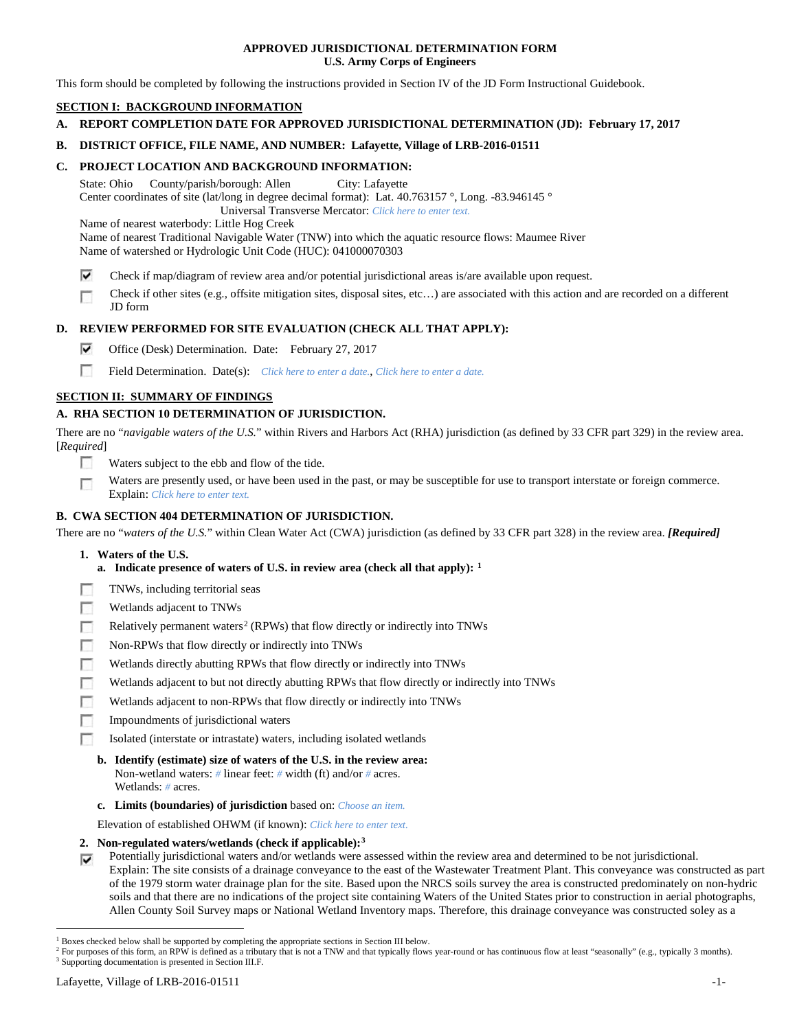# APPROVED JURISDICTIONAL DETERMINATION FORM
## U.S. Army Corps of Engineers

This form should be completed by following the instructions provided in Section IV of the JD Form Instructional Guidebook.

## SECTION I: BACKGROUND INFORMATION

**A. REPORT COMPLETION DATE FOR APPROVED JURISDICTIONAL DETERMINATION (JD): February 17, 2017**

**B. DISTRICT OFFICE, FILE NAME, AND NUMBER: Lafayette, Village of LRB-2016-01511**

**C. PROJECT LOCATION AND BACKGROUND INFORMATION:**

State: Ohio County/parish/borough: Allen City: Lafayette
Center coordinates of site (lat/long in degree decimal format): Lat. 40.763157 °, Long. -83.946145 °
Universal Transverse Mercator: *Click here to enter text.*
Name of nearest waterbody: Little Hog Creek
Name of nearest Traditional Navigable Water (TNW) into which the aquatic resource flows: Maumee River
Name of watershed or Hydrologic Unit Code (HUC): 041000070303

- [x] Check if map/diagram of review area and/or potential jurisdictional areas is/are available upon request.
- [ ] Check if other sites (e.g., offsite mitigation sites, disposal sites, etc…) are associated with this action and are recorded on a different JD form

**D. REVIEW PERFORMED FOR SITE EVALUATION (CHECK ALL THAT APPLY):**

- [x] Office (Desk) Determination. Date: February 27, 2017
- [ ] Field Determination. Date(s): *Click here to enter a date.*, *Click here to enter a date.*

## SECTION II: SUMMARY OF FINDINGS

**A. RHA SECTION 10 DETERMINATION OF JURISDICTION.**

There are no "*navigable waters of the U.S.*" within Rivers and Harbors Act (RHA) jurisdiction (as defined by 33 CFR part 329) in the review area. [*Required*]

- [ ] Waters subject to the ebb and flow of the tide.
- [ ] Waters are presently used, or have been used in the past, or may be susceptible for use to transport interstate or foreign commerce. Explain: *Click here to enter text.*

**B. CWA SECTION 404 DETERMINATION OF JURISDICTION.**

There are no "*waters of the U.S.*" within Clean Water Act (CWA) jurisdiction (as defined by 33 CFR part 328) in the review area. ***[Required]***

**1. Waters of the U.S.**

**a. Indicate presence of waters of U.S. in review area (check all that apply):** [1]

- [ ] TNWs, including territorial seas
- [ ] Wetlands adjacent to TNWs
- [ ] Relatively permanent waters[2] (RPWs) that flow directly or indirectly into TNWs
- [ ] Non-RPWs that flow directly or indirectly into TNWs
- [ ] Wetlands directly abutting RPWs that flow directly or indirectly into TNWs
- [ ] Wetlands adjacent to but not directly abutting RPWs that flow directly or indirectly into TNWs
- [ ] Wetlands adjacent to non-RPWs that flow directly or indirectly into TNWs
- [ ] Impoundments of jurisdictional waters
- [ ] Isolated (interstate or intrastate) waters, including isolated wetlands

**b. Identify (estimate) size of waters of the U.S. in the review area:**
Non-wetland waters: # linear feet: # width (ft) and/or # acres.
Wetlands: # acres.

**c. Limits (boundaries) of jurisdiction** based on: *Choose an item.*

Elevation of established OHWM (if known): *Click here to enter text.*

**2. Non-regulated waters/wetlands (check if applicable):**[3]

- [x] Potentially jurisdictional waters and/or wetlands were assessed within the review area and determined to be not jurisdictional.
Explain: The site consists of a drainage conveyance to the east of the Wastewater Treatment Plant. This conveyance was constructed as part of the 1979 storm water drainage plan for the site. Based upon the NRCS soils survey the area is constructed predominately on non-hydric soils and that there are no indications of the project site containing Waters of the United States prior to construction in aerial photographs, Allen County Soil Survey maps or National Wetland Inventory maps. Therefore, this drainage conveyance was constructed soley as a

---

[1] Boxes checked below shall be supported by completing the appropriate sections in Section III below.
[2] For purposes of this form, an RPW is defined as a tributary that is not a TNW and that typically flows year-round or has continuous flow at least "seasonally" (e.g., typically 3 months).
[3] Supporting documentation is presented in Section III.F.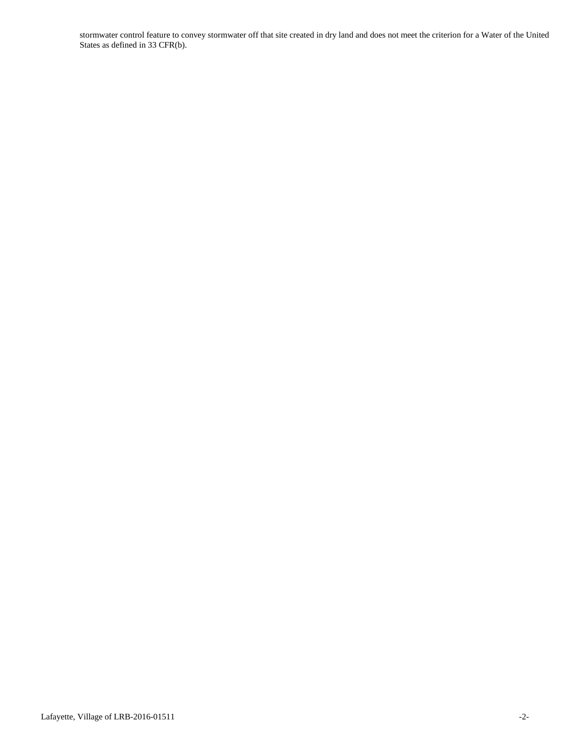stormwater control feature to convey stormwater off that site created in dry land and does not meet the criterion for a Water of the United States as defined in 33 CFR(b).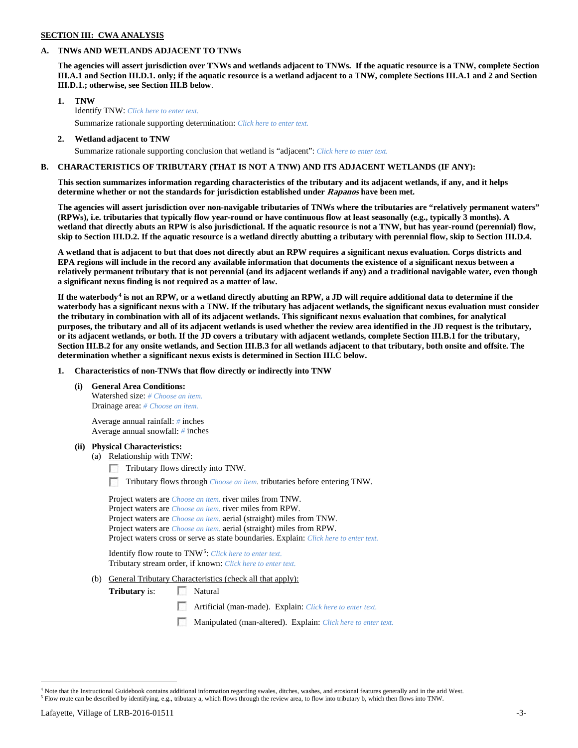## SECTION III: CWA ANALYSIS

### A. TNWs AND WETLANDS ADJACENT TO TNWs

**The agencies will assert jurisdiction over TNWs and wetlands adjacent to TNWs. If the aquatic resource is a TNW, complete Section III.A.1 and Section III.D.1. only; if the aquatic resource is a wetland adjacent to a TNW, complete Sections III.A.1 and 2 and Section III.D.1.; otherwise, see Section III.B below**.

**1. TNW**

Identify TNW: *Click here to enter text.*

Summarize rationale supporting determination: *Click here to enter text.*

**2. Wetland adjacent to TNW**

Summarize rationale supporting conclusion that wetland is "adjacent": *Click here to enter text.*

### B. CHARACTERISTICS OF TRIBUTARY (THAT IS NOT A TNW) AND ITS ADJACENT WETLANDS (IF ANY):

**This section summarizes information regarding characteristics of the tributary and its adjacent wetlands, if any, and it helps determine whether or not the standards for jurisdiction established under *Rapanos* have been met.**

**The agencies will assert jurisdiction over non-navigable tributaries of TNWs where the tributaries are "relatively permanent waters" (RPWs), i.e. tributaries that typically flow year-round or have continuous flow at least seasonally (e.g., typically 3 months). A wetland that directly abuts an RPW is also jurisdictional. If the aquatic resource is not a TNW, but has year-round (perennial) flow, skip to Section III.D.2. If the aquatic resource is a wetland directly abutting a tributary with perennial flow, skip to Section III.D.4.**

**A wetland that is adjacent to but that does not directly abut an RPW requires a significant nexus evaluation. Corps districts and EPA regions will include in the record any available information that documents the existence of a significant nexus between a relatively permanent tributary that is not perennial (and its adjacent wetlands if any) and a traditional navigable water, even though a significant nexus finding is not required as a matter of law.**

**If the waterbody[4] is not an RPW, or a wetland directly abutting an RPW, a JD will require additional data to determine if the waterbody has a significant nexus with a TNW. If the tributary has adjacent wetlands, the significant nexus evaluation must consider the tributary in combination with all of its adjacent wetlands. This significant nexus evaluation that combines, for analytical purposes, the tributary and all of its adjacent wetlands is used whether the review area identified in the JD request is the tributary, or its adjacent wetlands, or both. If the JD covers a tributary with adjacent wetlands, complete Section III.B.1 for the tributary, Section III.B.2 for any onsite wetlands, and Section III.B.3 for all wetlands adjacent to that tributary, both onsite and offsite. The determination whether a significant nexus exists is determined in Section III.C below.**

**1. Characteristics of non-TNWs that flow directly or indirectly into TNW**

**(i) General Area Conditions:**

Watershed size: *# Choose an item.*
Drainage area: *# Choose an item.*

Average annual rainfall: *#* inches
Average annual snowfall: *#* inches

**(ii) Physical Characteristics:**

(a) Relationship with TNW:

☐ Tributary flows directly into TNW.

☐ Tributary flows through *Choose an item.* tributaries before entering TNW.

Project waters are *Choose an item.* river miles from TNW.
Project waters are *Choose an item.* river miles from RPW.
Project waters are *Choose an item.* aerial (straight) miles from TNW.
Project waters are *Choose an item.* aerial (straight) miles from RPW.
Project waters cross or serve as state boundaries. Explain: *Click here to enter text.*

Identify flow route to TNW[5]: *Click here to enter text.*
Tributary stream order, if known: *Click here to enter text.*

(b) General Tributary Characteristics (check all that apply):

**Tributary** is: ☐ Natural

☐ Artificial (man-made). Explain: *Click here to enter text.*

☐ Manipulated (man-altered). Explain: *Click here to enter text.*

---

[4] Note that the Instructional Guidebook contains additional information regarding swales, ditches, washes, and erosional features generally and in the arid West.

[5] Flow route can be described by identifying, e.g., tributary a, which flows through the review area, to flow into tributary b, which then flows into TNW.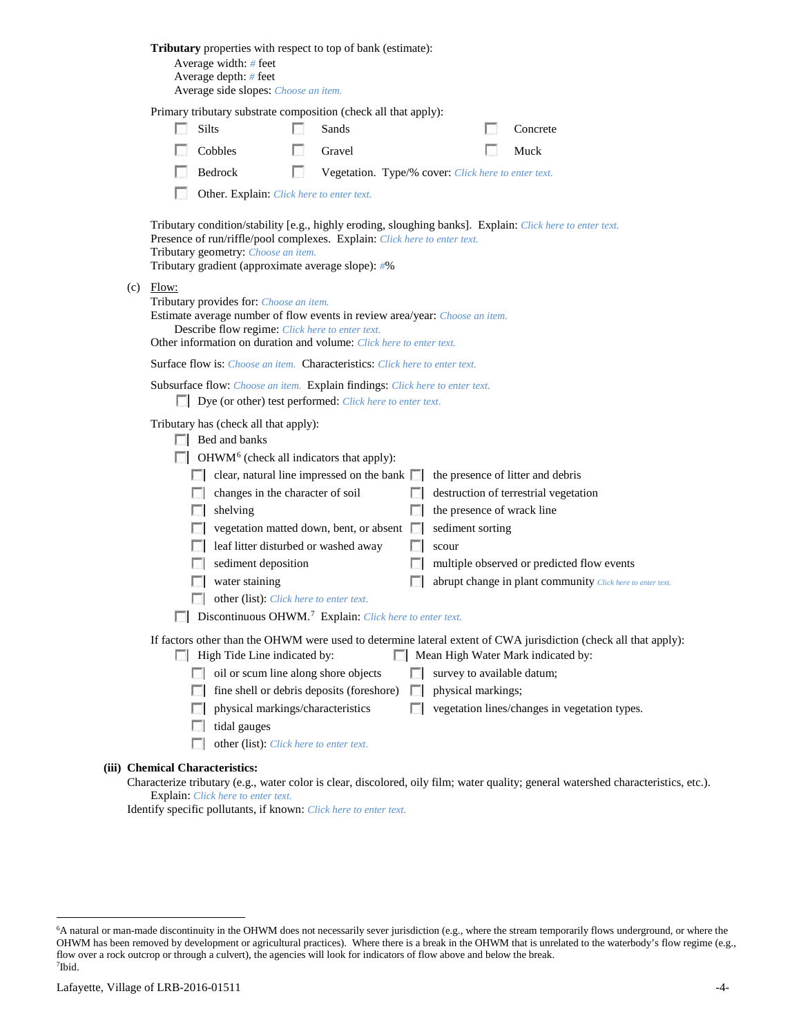**Tributary** properties with respect to top of bank (estimate):

Average width: # feet
Average depth: # feet
Average side slopes: Choose an item.

Primary tributary substrate composition (check all that apply):

- ☐ Silts
- ☐ Sands
- ☐ Concrete
- ☐ Cobbles
- ☐ Gravel
- ☐ Muck
- ☐ Bedrock
- ☐ Vegetation. Type/% cover: Click here to enter text.
- ☐ Other. Explain: Click here to enter text.

Tributary condition/stability [e.g., highly eroding, sloughing banks]. Explain: Click here to enter text.
Presence of run/riffle/pool complexes. Explain: Click here to enter text.
Tributary geometry: Choose an item.
Tributary gradient (approximate average slope): #%

(c) Flow:

Tributary provides for: Choose an item.
Estimate average number of flow events in review area/year: Choose an item.
Describe flow regime: Click here to enter text.
Other information on duration and volume: Click here to enter text.

Surface flow is: Choose an item. Characteristics: Click here to enter text.

Subsurface flow: Choose an item. Explain findings: Click here to enter text.

- ☐ Dye (or other) test performed: Click here to enter text.

Tributary has (check all that apply):

- ☐ Bed and banks
- ☐ OHWM[6] (check all indicators that apply):
  - ☐ clear, natural line impressed on the bank
  - ☐ the presence of litter and debris
  - ☐ changes in the character of soil
  - ☐ destruction of terrestrial vegetation
  - ☐ shelving
  - ☐ the presence of wrack line
  - ☐ vegetation matted down, bent, or absent
  - ☐ sediment sorting
  - ☐ leaf litter disturbed or washed away
  - ☐ scour
  - ☐ sediment deposition
  - ☐ multiple observed or predicted flow events
  - ☐ water staining
  - ☐ abrupt change in plant community Click here to enter text.
  - ☐ other (list): Click here to enter text.
- ☐ Discontinuous OHWM.[7] Explain: Click here to enter text.

If factors other than the OHWM were used to determine lateral extent of CWA jurisdiction (check all that apply):

- ☐ High Tide Line indicated by:
  - ☐ oil or scum line along shore objects
  - ☐ fine shell or debris deposits (foreshore)
  - ☐ physical markings/characteristics
  - ☐ tidal gauges
  - ☐ other (list): Click here to enter text.
- ☐ Mean High Water Mark indicated by:
  - ☐ survey to available datum;
  - ☐ physical markings;
  - ☐ vegetation lines/changes in vegetation types.

**(iii) Chemical Characteristics:**

Characterize tributary (e.g., water color is clear, discolored, oily film; water quality; general watershed characteristics, etc.).
Explain: Click here to enter text.
Identify specific pollutants, if known: Click here to enter text.

---

[6]A natural or man-made discontinuity in the OHWM does not necessarily sever jurisdiction (e.g., where the stream temporarily flows underground, or where the OHWM has been removed by development or agricultural practices). Where there is a break in the OHWM that is unrelated to the waterbody's flow regime (e.g., flow over a rock outcrop or through a culvert), the agencies will look for indicators of flow above and below the break.
[7]Ibid.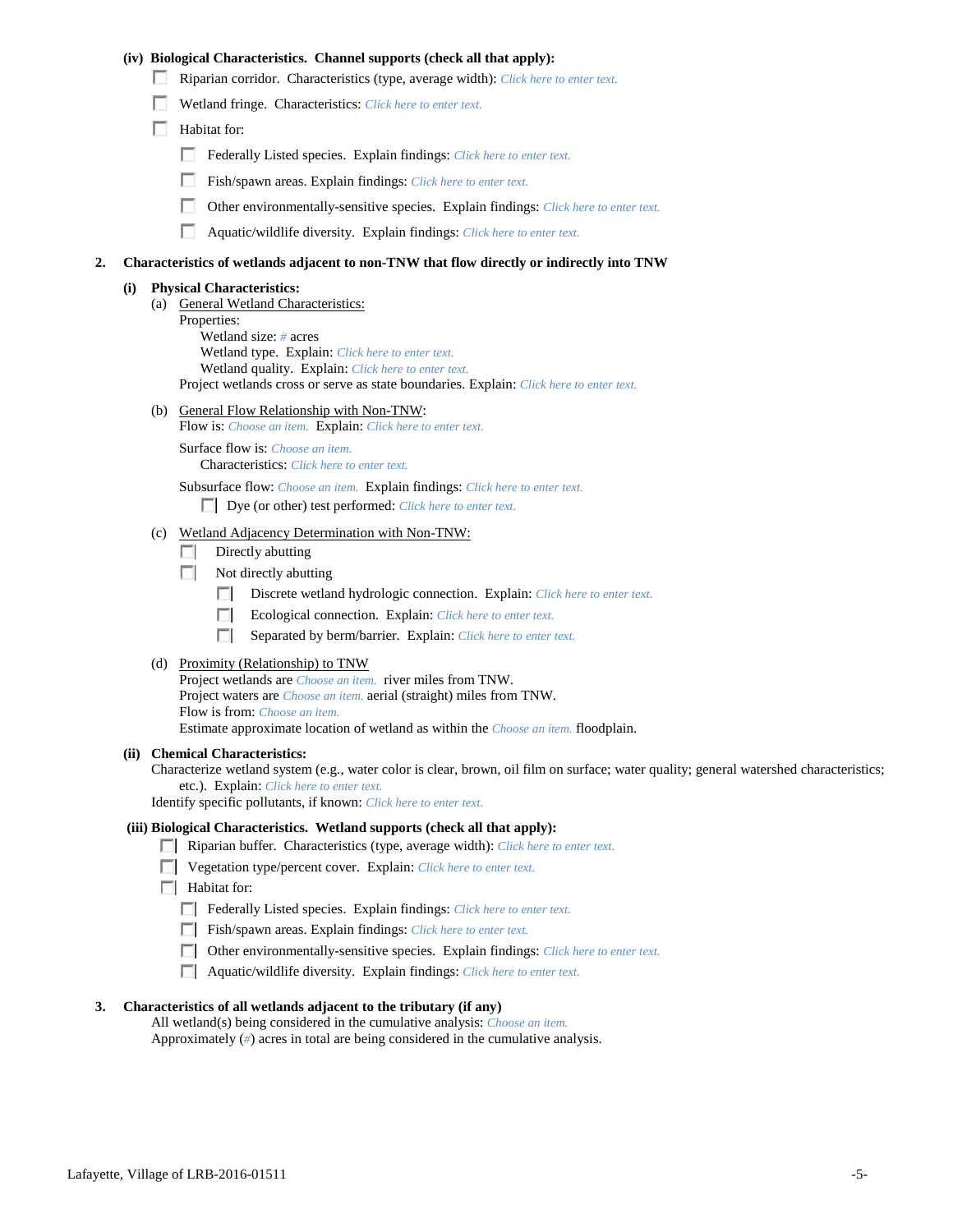**(iv) Biological Characteristics. Channel supports (check all that apply):**

- ☐ Riparian corridor. Characteristics (type, average width): *Click here to enter text.*
- ☐ Wetland fringe. Characteristics: *Click here to enter text.*
- ☐ Habitat for:
  - ☐ Federally Listed species. Explain findings: *Click here to enter text.*
  - ☐ Fish/spawn areas. Explain findings: *Click here to enter text.*
  - ☐ Other environmentally-sensitive species. Explain findings: *Click here to enter text.*
  - ☐ Aquatic/wildlife diversity. Explain findings: *Click here to enter text.*

**2. Characteristics of wetlands adjacent to non-TNW that flow directly or indirectly into TNW**

**(i) Physical Characteristics:**

(a) General Wetland Characteristics:

Properties:

Wetland size: *#* acres

Wetland type. Explain: *Click here to enter text.*

Wetland quality. Explain: *Click here to enter text.*

Project wetlands cross or serve as state boundaries. Explain: *Click here to enter text.*

(b) General Flow Relationship with Non-TNW:

Flow is: *Choose an item.* Explain: *Click here to enter text.*

Surface flow is: *Choose an item.*

Characteristics: *Click here to enter text.*

Subsurface flow: *Choose an item.* Explain findings: *Click here to enter text.*

- ☐ Dye (or other) test performed: *Click here to enter text.*

(c) Wetland Adjacency Determination with Non-TNW:

- ☐ Directly abutting
- ☐ Not directly abutting
  - ☐ Discrete wetland hydrologic connection. Explain: *Click here to enter text.*
  - ☐ Ecological connection. Explain: *Click here to enter text.*
  - ☐ Separated by berm/barrier. Explain: *Click here to enter text.*

(d) Proximity (Relationship) to TNW

Project wetlands are *Choose an item.* river miles from TNW.

Project waters are *Choose an item.* aerial (straight) miles from TNW.

Flow is from: *Choose an item.*

Estimate approximate location of wetland as within the *Choose an item.* floodplain.

**(ii) Chemical Characteristics:**

Characterize wetland system (e.g., water color is clear, brown, oil film on surface; water quality; general watershed characteristics; etc.). Explain: *Click here to enter text.*

Identify specific pollutants, if known: *Click here to enter text.*

**(iii) Biological Characteristics. Wetland supports (check all that apply):**

- ☐ Riparian buffer. Characteristics (type, average width): *Click here to enter text.*
- ☐ Vegetation type/percent cover. Explain: *Click here to enter text.*
- ☐ Habitat for:
  - ☐ Federally Listed species. Explain findings: *Click here to enter text.*
  - ☐ Fish/spawn areas. Explain findings: *Click here to enter text.*
  - ☐ Other environmentally-sensitive species. Explain findings: *Click here to enter text.*
  - ☐ Aquatic/wildlife diversity. Explain findings: *Click here to enter text.*

**3. Characteristics of all wetlands adjacent to the tributary (if any)**

All wetland(s) being considered in the cumulative analysis: *Choose an item.*

Approximately (*#*) acres in total are being considered in the cumulative analysis.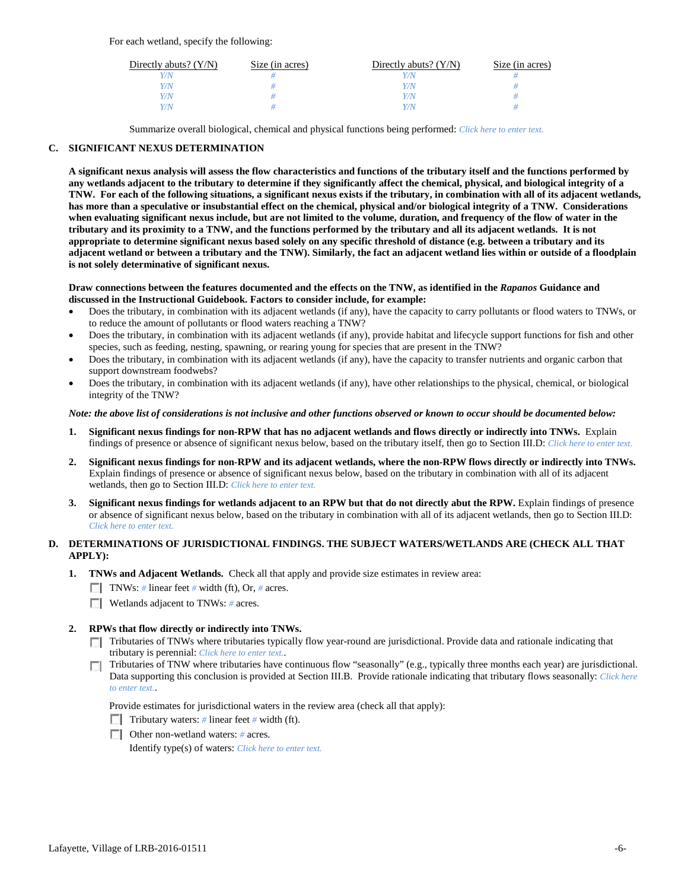For each wetland, specify the following:

| Directly abuts? (Y/N) | Size (in acres) | Directly abuts? (Y/N) | Size (in acres) |
|---|---|---|---|
| *Y/N* | *#* | *Y/N* | *#* |
| *Y/N* | *#* | *Y/N* | *#* |
| *Y/N* | *#* | *Y/N* | *#* |
| *Y/N* | *#* | *Y/N* | *#* |

Summarize overall biological, chemical and physical functions being performed: *Click here to enter text.*

## C. SIGNIFICANT NEXUS DETERMINATION

**A significant nexus analysis will assess the flow characteristics and functions of the tributary itself and the functions performed by any wetlands adjacent to the tributary to determine if they significantly affect the chemical, physical, and biological integrity of a TNW. For each of the following situations, a significant nexus exists if the tributary, in combination with all of its adjacent wetlands, has more than a speculative or insubstantial effect on the chemical, physical and/or biological integrity of a TNW. Considerations when evaluating significant nexus include, but are not limited to the volume, duration, and frequency of the flow of water in the tributary and its proximity to a TNW, and the functions performed by the tributary and all its adjacent wetlands. It is not appropriate to determine significant nexus based solely on any specific threshold of distance (e.g. between a tributary and its adjacent wetland or between a tributary and the TNW). Similarly, the fact an adjacent wetland lies within or outside of a floodplain is not solely determinative of significant nexus.**

**Draw connections between the features documented and the effects on the TNW, as identified in the *Rapanos* Guidance and discussed in the Instructional Guidebook. Factors to consider include, for example:**

- Does the tributary, in combination with its adjacent wetlands (if any), have the capacity to carry pollutants or flood waters to TNWs, or to reduce the amount of pollutants or flood waters reaching a TNW?
- Does the tributary, in combination with its adjacent wetlands (if any), provide habitat and lifecycle support functions for fish and other species, such as feeding, nesting, spawning, or rearing young for species that are present in the TNW?
- Does the tributary, in combination with its adjacent wetlands (if any), have the capacity to transfer nutrients and organic carbon that support downstream foodwebs?
- Does the tributary, in combination with its adjacent wetlands (if any), have other relationships to the physical, chemical, or biological integrity of the TNW?

***Note: the above list of considerations is not inclusive and other functions observed or known to occur should be documented below:***

1. **Significant nexus findings for non-RPW that has no adjacent wetlands and flows directly or indirectly into TNWs.** Explain findings of presence or absence of significant nexus below, based on the tributary itself, then go to Section III.D: *Click here to enter text.*

2. **Significant nexus findings for non-RPW and its adjacent wetlands, where the non-RPW flows directly or indirectly into TNWs.** Explain findings of presence or absence of significant nexus below, based on the tributary in combination with all of its adjacent wetlands, then go to Section III.D: *Click here to enter text.*

3. **Significant nexus findings for wetlands adjacent to an RPW but that do not directly abut the RPW.** Explain findings of presence or absence of significant nexus below, based on the tributary in combination with all of its adjacent wetlands, then go to Section III.D: *Click here to enter text.*

## D. DETERMINATIONS OF JURISDICTIONAL FINDINGS. THE SUBJECT WATERS/WETLANDS ARE (CHECK ALL THAT APPLY):

1. **TNWs and Adjacent Wetlands.** Check all that apply and provide size estimates in review area:
   - ☐ TNWs: *#* linear feet *#* width (ft), Or, *#* acres.
   - ☐ Wetlands adjacent to TNWs: *#* acres.

2. **RPWs that flow directly or indirectly into TNWs.**
   - ☐ Tributaries of TNWs where tributaries typically flow year-round are jurisdictional. Provide data and rationale indicating that tributary is perennial: *Click here to enter text.*.
   - ☐ Tributaries of TNW where tributaries have continuous flow "seasonally" (e.g., typically three months each year) are jurisdictional. Data supporting this conclusion is provided at Section III.B. Provide rationale indicating that tributary flows seasonally: *Click here to enter text.*.

   Provide estimates for jurisdictional waters in the review area (check all that apply):
   - ☐ Tributary waters: *#* linear feet *#* width (ft).
   - ☐ Other non-wetland waters: *#* acres.

     Identify type(s) of waters: *Click here to enter text.*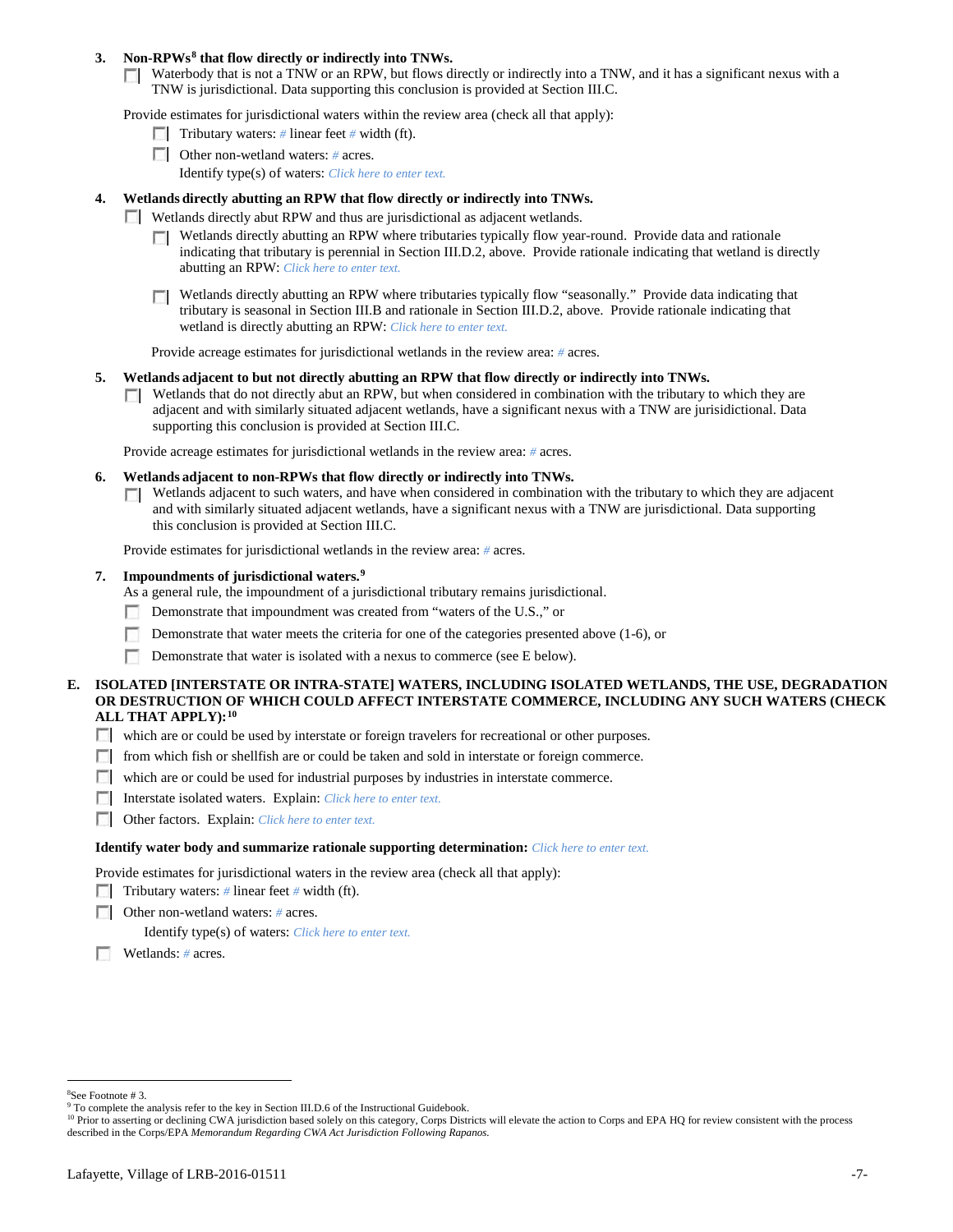3. **Non-RPWs[8] that flow directly or indirectly into TNWs.**
   - ☐ Waterbody that is not a TNW or an RPW, but flows directly or indirectly into a TNW, and it has a significant nexus with a TNW is jurisdictional. Data supporting this conclusion is provided at Section III.C.

   Provide estimates for jurisdictional waters within the review area (check all that apply):
   - ☐ Tributary waters: # linear feet # width (ft).
   - ☐ Other non-wetland waters: # acres.
     Identify type(s) of waters: *Click here to enter text.*

4. **Wetlands directly abutting an RPW that flow directly or indirectly into TNWs.**
   - ☐ Wetlands directly abut RPW and thus are jurisdictional as adjacent wetlands.
     - ☐ Wetlands directly abutting an RPW where tributaries typically flow year-round. Provide data and rationale indicating that tributary is perennial in Section III.D.2, above. Provide rationale indicating that wetland is directly abutting an RPW: *Click here to enter text.*
     - ☐ Wetlands directly abutting an RPW where tributaries typically flow "seasonally." Provide data indicating that tributary is seasonal in Section III.B and rationale in Section III.D.2, above. Provide rationale indicating that wetland is directly abutting an RPW: *Click here to enter text.*

   Provide acreage estimates for jurisdictional wetlands in the review area: # acres.

5. **Wetlands adjacent to but not directly abutting an RPW that flow directly or indirectly into TNWs.**
   - ☐ Wetlands that do not directly abut an RPW, but when considered in combination with the tributary to which they are adjacent and with similarly situated adjacent wetlands, have a significant nexus with a TNW are jurisidictional. Data supporting this conclusion is provided at Section III.C.

   Provide acreage estimates for jurisdictional wetlands in the review area: # acres.

6. **Wetlands adjacent to non-RPWs that flow directly or indirectly into TNWs.**
   - ☐ Wetlands adjacent to such waters, and have when considered in combination with the tributary to which they are adjacent and with similarly situated adjacent wetlands, have a significant nexus with a TNW are jurisdictional. Data supporting this conclusion is provided at Section III.C.

   Provide estimates for jurisdictional wetlands in the review area: # acres.

7. **Impoundments of jurisdictional waters.[9]**
   As a general rule, the impoundment of a jurisdictional tributary remains jurisdictional.
   - ☐ Demonstrate that impoundment was created from "waters of the U.S.," or
   - ☐ Demonstrate that water meets the criteria for one of the categories presented above (1-6), or
   - ☐ Demonstrate that water is isolated with a nexus to commerce (see E below).

**E. ISOLATED [INTERSTATE OR INTRA-STATE] WATERS, INCLUDING ISOLATED WETLANDS, THE USE, DEGRADATION OR DESTRUCTION OF WHICH COULD AFFECT INTERSTATE COMMERCE, INCLUDING ANY SUCH WATERS (CHECK ALL THAT APPLY):[10]**

- ☐ which are or could be used by interstate or foreign travelers for recreational or other purposes.
- ☐ from which fish or shellfish are or could be taken and sold in interstate or foreign commerce.
- ☐ which are or could be used for industrial purposes by industries in interstate commerce.
- ☐ Interstate isolated waters. Explain: *Click here to enter text.*
- ☐ Other factors. Explain: *Click here to enter text.*

**Identify water body and summarize rationale supporting determination:** *Click here to enter text.*

Provide estimates for jurisdictional waters in the review area (check all that apply):
- ☐ Tributary waters: # linear feet # width (ft).
- ☐ Other non-wetland waters: # acres.
  Identify type(s) of waters: *Click here to enter text.*
- ☐ Wetlands: # acres.

---

[8] See Footnote # 3.
[9] To complete the analysis refer to the key in Section III.D.6 of the Instructional Guidebook.
[10] Prior to asserting or declining CWA jurisdiction based solely on this category, Corps Districts will elevate the action to Corps and EPA HQ for review consistent with the process described in the Corps/EPA *Memorandum Regarding CWA Act Jurisdiction Following Rapanos.*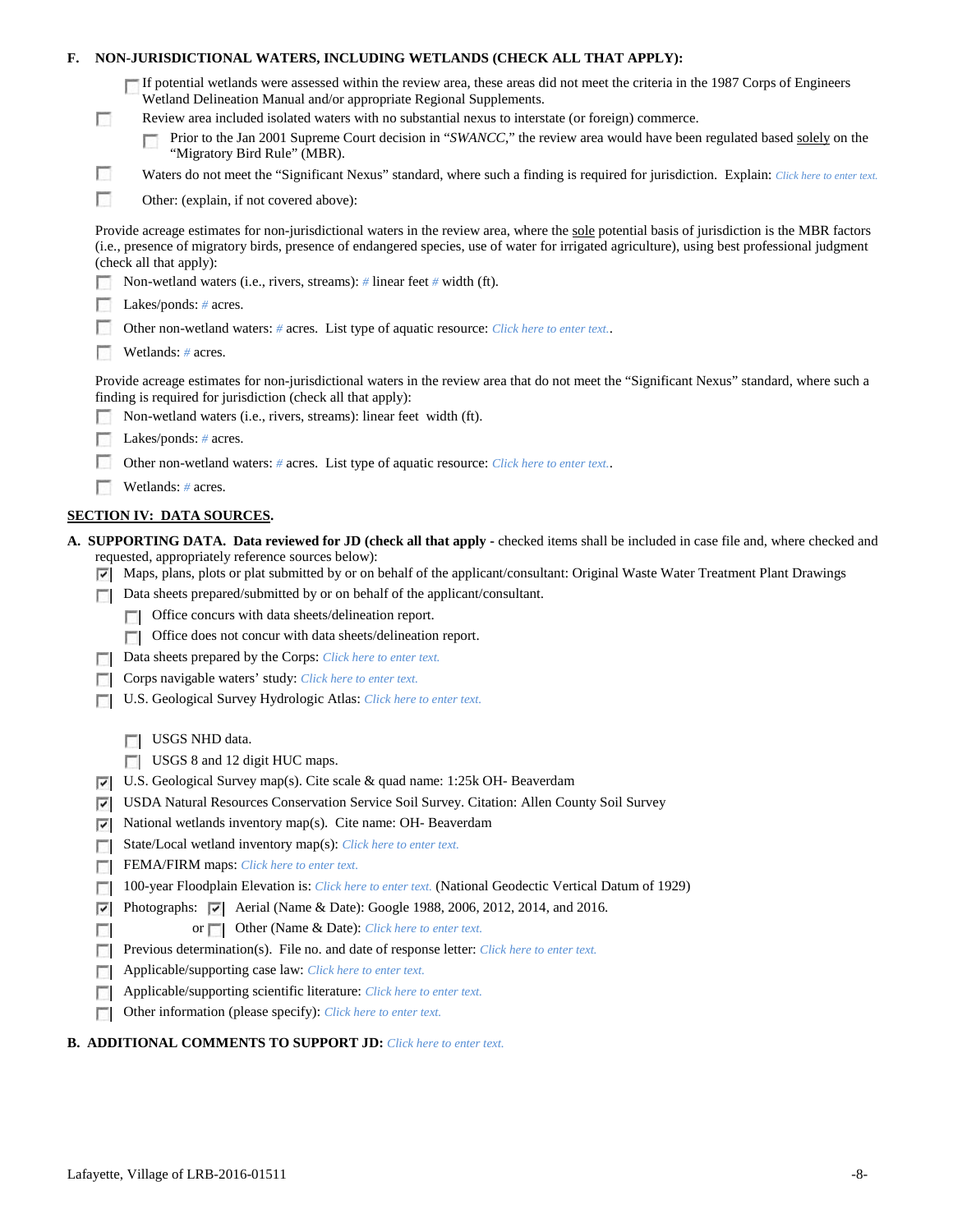**F. NON-JURISDICTIONAL WATERS, INCLUDING WETLANDS (CHECK ALL THAT APPLY):**

- ☐ If potential wetlands were assessed within the review area, these areas did not meet the criteria in the 1987 Corps of Engineers Wetland Delineation Manual and/or appropriate Regional Supplements.
- ☐ Review area included isolated waters with no substantial nexus to interstate (or foreign) commerce.
  - ☐ Prior to the Jan 2001 Supreme Court decision in "*SWANCC*," the review area would have been regulated based solely on the "Migratory Bird Rule" (MBR).
- ☐ Waters do not meet the "Significant Nexus" standard, where such a finding is required for jurisdiction. Explain: *Click here to enter text.*
- ☐ Other: (explain, if not covered above):

Provide acreage estimates for non-jurisdictional waters in the review area, where the sole potential basis of jurisdiction is the MBR factors (i.e., presence of migratory birds, presence of endangered species, use of water for irrigated agriculture), using best professional judgment (check all that apply):

- ☐ Non-wetland waters (i.e., rivers, streams): *#* linear feet *#* width (ft).
- ☐ Lakes/ponds: *#* acres.
- ☐ Other non-wetland waters: *#* acres. List type of aquatic resource: *Click here to enter text.*.
- ☐ Wetlands: *#* acres.

Provide acreage estimates for non-jurisdictional waters in the review area that do not meet the "Significant Nexus" standard, where such a finding is required for jurisdiction (check all that apply):

- ☐ Non-wetland waters (i.e., rivers, streams): linear feet width (ft).
- ☐ Lakes/ponds: *#* acres.
- ☐ Other non-wetland waters: *#* acres. List type of aquatic resource: *Click here to enter text.*.
- ☐ Wetlands: *#* acres.

## SECTION IV: DATA SOURCES.

**A. SUPPORTING DATA. Data reviewed for JD (check all that apply** - checked items shall be included in case file and, where checked and requested, appropriately reference sources below):

- ☑ Maps, plans, plots or plat submitted by or on behalf of the applicant/consultant: Original Waste Water Treatment Plant Drawings
- ☐ Data sheets prepared/submitted by or on behalf of the applicant/consultant.
  - ☐ Office concurs with data sheets/delineation report.
  - ☐ Office does not concur with data sheets/delineation report.
- ☐ Data sheets prepared by the Corps: *Click here to enter text.*
- ☐ Corps navigable waters' study: *Click here to enter text.*
- ☐ U.S. Geological Survey Hydrologic Atlas: *Click here to enter text.*
  - ☐ USGS NHD data.
  - ☐ USGS 8 and 12 digit HUC maps.
- ☑ U.S. Geological Survey map(s). Cite scale & quad name: 1:25k OH- Beaverdam
- ☑ USDA Natural Resources Conservation Service Soil Survey. Citation: Allen County Soil Survey
- ☑ National wetlands inventory map(s). Cite name: OH- Beaverdam
- ☐ State/Local wetland inventory map(s): *Click here to enter text.*
- ☐ FEMA/FIRM maps: *Click here to enter text.*
- ☐ 100-year Floodplain Elevation is: *Click here to enter text.* (National Geodectic Vertical Datum of 1929)
- ☑ Photographs: ☑ Aerial (Name & Date): Google 1988, 2006, 2012, 2014, and 2016.
- ☐ or ☐ Other (Name & Date): *Click here to enter text.*
- ☐ Previous determination(s). File no. and date of response letter: *Click here to enter text.*
- ☐ Applicable/supporting case law: *Click here to enter text.*
- ☐ Applicable/supporting scientific literature: *Click here to enter text.*
- ☐ Other information (please specify): *Click here to enter text.*

**B. ADDITIONAL COMMENTS TO SUPPORT JD:** *Click here to enter text.*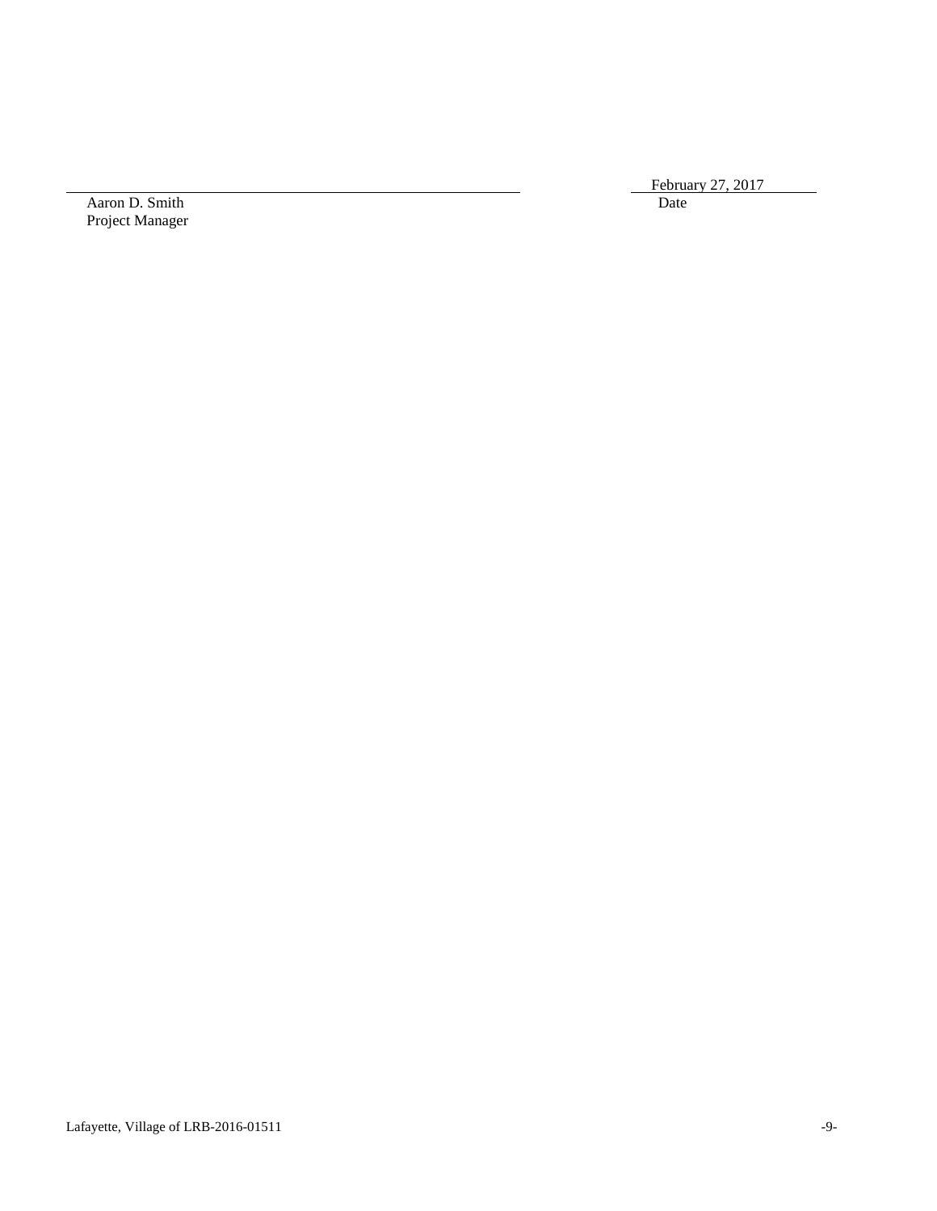_______________________________________________ February 27, 2017

Aaron D. Smith                                                            Date

Project Manager